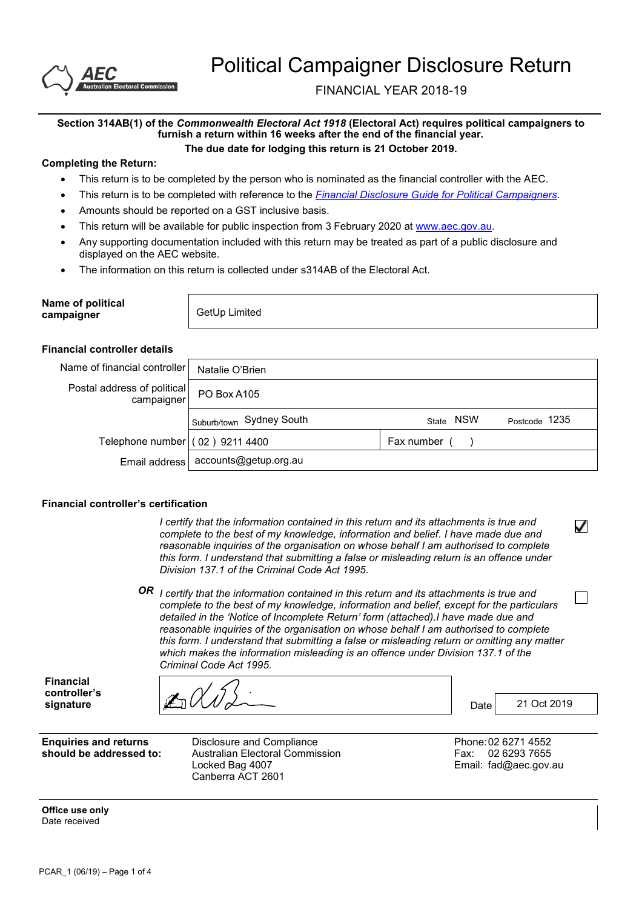AEC Australian Electoral Commission

# Political Campaigner Disclosure Return

FINANCIAL YEAR 2018-19

**Section 314AB(1) of the *Commonwealth Electoral Act 1918* (Electoral Act) requires political campaigners to furnish a return within 16 weeks after the end of the financial year.**

**The due date for lodging this return is 21 October 2019.**

**Completing the Return:**

- This return is to be completed by the person who is nominated as the financial controller with the AEC.
- This return is to be completed with reference to the *Financial Disclosure Guide for Political Campaigners*.
- Amounts should be reported on a GST inclusive basis.
- This return will be available for public inspection from 3 February 2020 at www.aec.gov.au.
- Any supporting documentation included with this return may be treated as part of a public disclosure and displayed on the AEC website.
- The information on this return is collected under s314AB of the Electoral Act.

| **Name of political campaigner** | GetUp Limited |
|---|---|

**Financial controller details**

| | | |
|---|---|---|
| Name of financial controller | Natalie O'Brien | |
| Postal address of political campaigner | PO Box A105 | |
| | Suburb/town Sydney South | State NSW Postcode 1235 |
| Telephone number | ( 02 ) 9211 4400 | Fax number ( ) |
| Email address | accounts@getup.org.au | |

**Financial controller's certification**

*I certify that the information contained in this return and its attachments is true and complete to the best of my knowledge, information and belief. I have made due and reasonable inquiries of the organisation on whose behalf I am authorised to complete this form. I understand that submitting a false or misleading return is an offence under Division 137.1 of the Criminal Code Act 1995.* ☑

***OR*** *I certify that the information contained in this return and its attachments is true and complete to the best of my knowledge, information and belief, except for the particulars detailed in the 'Notice of Incomplete Return' form (attached).I have made due and reasonable inquiries of the organisation on whose behalf I am authorised to complete this form. I understand that submitting a false or misleading return or omitting any matter which makes the information misleading is an offence under Division 137.1 of the Criminal Code Act 1995.* ☐

**Financial controller's signature** [signature] Date 21 Oct 2019

| **Enquiries and returns should be addressed to:** | Disclosure and Compliance<br>Australian Electoral Commission<br>Locked Bag 4007<br>Canberra ACT 2601 | Phone: 02 6271 4552<br>Fax: 02 6293 7655<br>Email: fad@aec.gov.au |
|---|---|---|

**Office use only**
Date received

PCAR_1 (06/19)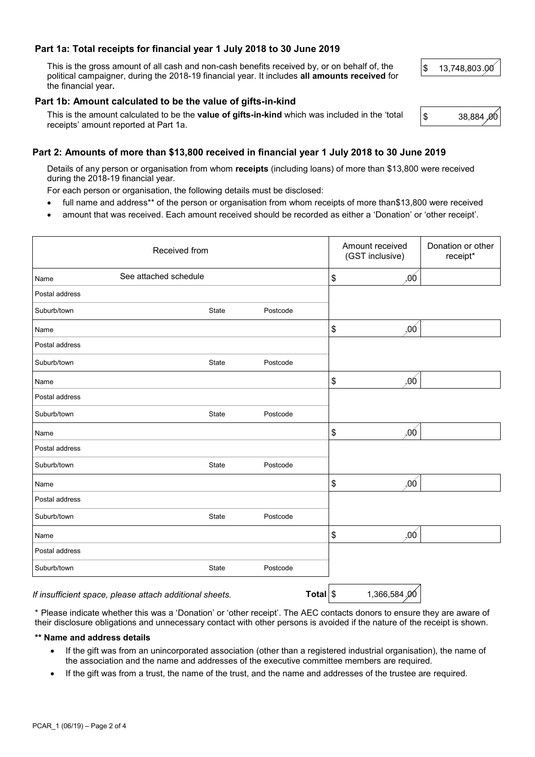## Part 1a: Total receipts for financial year 1 July 2018 to 30 June 2019

This is the gross amount of all cash and non-cash benefits received by, or on behalf of, the political campaigner, during the 2018-19 financial year. It includes **all amounts received** for the financial year**.**

$ 13,748,803.00

## Part 1b: Amount calculated to be the value of gifts-in-kind

This is the amount calculated to be the **value of gifts-in-kind** which was included in the 'total receipts' amount reported at Part 1a.

$ 38,884.00

## Part 2: Amounts of more than $13,800 received in financial year 1 July 2018 to 30 June 2019

Details of any person or organisation from whom **receipts** (including loans) of more than $13,800 were received during the 2018-19 financial year.

For each person or organisation, the following details must be disclosed:

- full name and address** of the person or organisation from whom receipts of more than$13,800 were received
- amount that was received. Each amount received should be recorded as either a 'Donation' or 'other receipt'.

| Received from | | | Amount received (GST inclusive) | Donation or other receipt* |
|---|---|---|---|---|
| Name See attached schedule | | | $ .00 | |
| Postal address | | | | |
| Suburb/town | State | Postcode | | |
| Name | | | $ .00 | |
| Postal address | | | | |
| Suburb/town | State | Postcode | | |
| Name | | | $ .00 | |
| Postal address | | | | |
| Suburb/town | State | Postcode | | |
| Name | | | $ .00 | |
| Postal address | | | | |
| Suburb/town | State | Postcode | | |
| Name | | | $ .00 | |
| Postal address | | | | |
| Suburb/town | State | Postcode | | |
| Name | | | $ .00 | |
| Postal address | | | | |
| Suburb/town | State | Postcode | | |

*If insufficient space, please attach additional sheets.* **Total** $ 1,366,584.00

\* Please indicate whether this was a 'Donation' or 'other receipt'. The AEC contacts donors to ensure they are aware of their disclosure obligations and unnecessary contact with other persons is avoided if the nature of the receipt is shown.

**\*\* Name and address details**

- If the gift was from an unincorporated association (other than a registered industrial organisation), the name of the association and the name and addresses of the executive committee members are required.
- If the gift was from a trust, the name of the trust, and the name and addresses of the trustee are required.

PCAR_1 (06/19)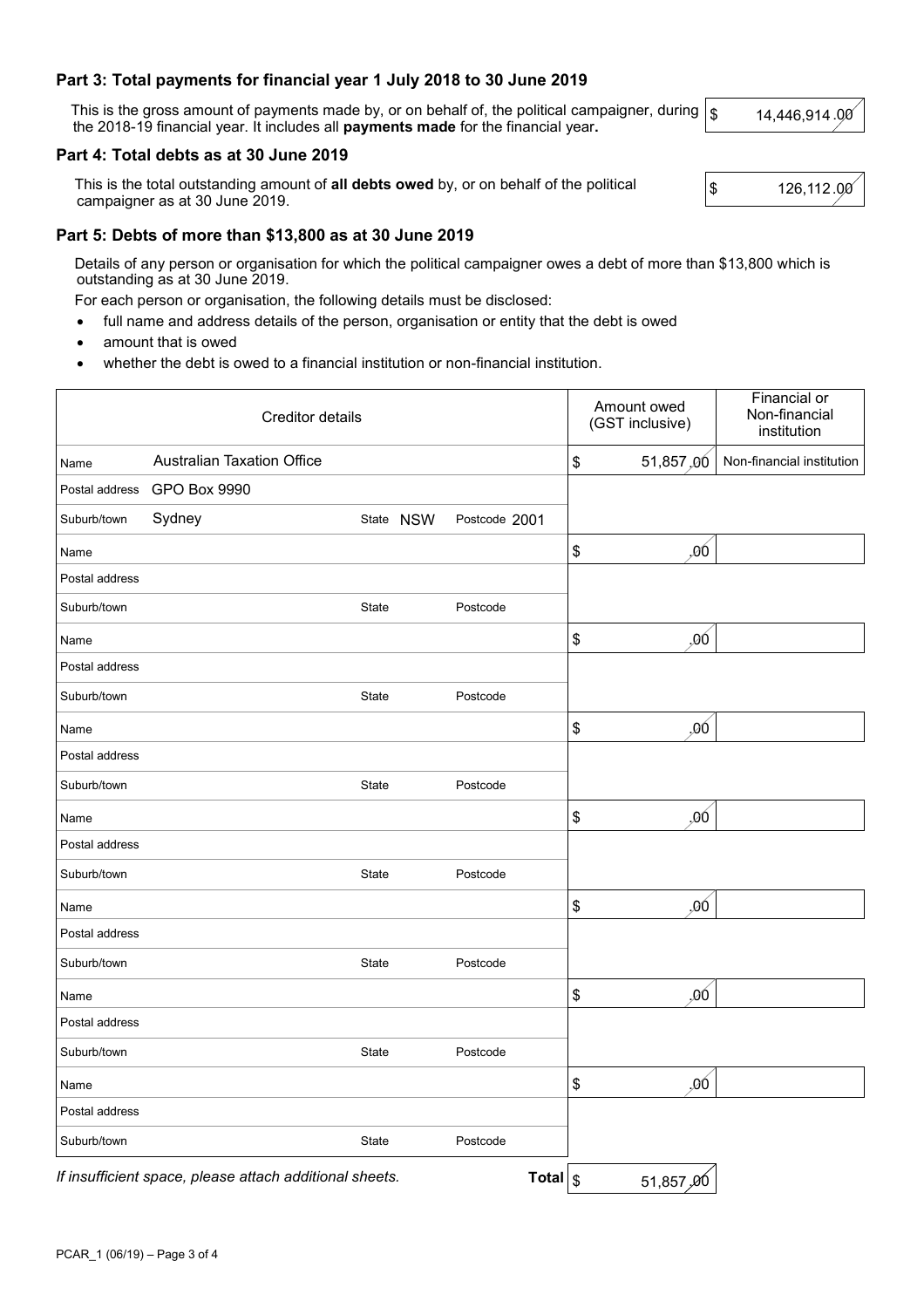## Part 3: Total payments for financial year 1 July 2018 to 30 June 2019

This is the gross amount of payments made by, or on behalf of, the political campaigner, during the 2018-19 financial year. It includes all **payments made** for the financial year.

$ 14,446,914.00

## Part 4: Total debts as at 30 June 2019

This is the total outstanding amount of **all debts owed** by, or on behalf of the political campaigner as at 30 June 2019.

$ 126,112.00

## Part 5: Debts of more than $13,800 as at 30 June 2019

Details of any person or organisation for which the political campaigner owes a debt of more than $13,800 which is outstanding as at 30 June 2019.

For each person or organisation, the following details must be disclosed:

- full name and address details of the person, organisation or entity that the debt is owed
- amount that is owed
- whether the debt is owed to a financial institution or non-financial institution.

| Creditor details | Amount owed (GST inclusive) | Financial or Non-financial institution |
|---|---|---|
| Name: Australian Taxation Office<br>Postal address: GPO Box 9990<br>Suburb/town: Sydney State: NSW Postcode: 2001 | $ 51,857.00 | Non-financial institution |
| Name:<br>Postal address:<br>Suburb/town: State: Postcode: | $ .00 | |
| Name:<br>Postal address:<br>Suburb/town: State: Postcode: | $ .00 | |
| Name:<br>Postal address:<br>Suburb/town: State: Postcode: | $ .00 | |
| Name:<br>Postal address:<br>Suburb/town: State: Postcode: | $ .00 | |
| Name:<br>Postal address:<br>Suburb/town: State: Postcode: | $ .00 | |
| Name:<br>Postal address:<br>Suburb/town: State: Postcode: | $ .00 | |
| Name:<br>Postal address:<br>Suburb/town: State: Postcode: | $ .00 | |
| **Total** | $ 51,857.00 | |

*If insufficient space, please attach additional sheets.*

PCAR_1 (06/19)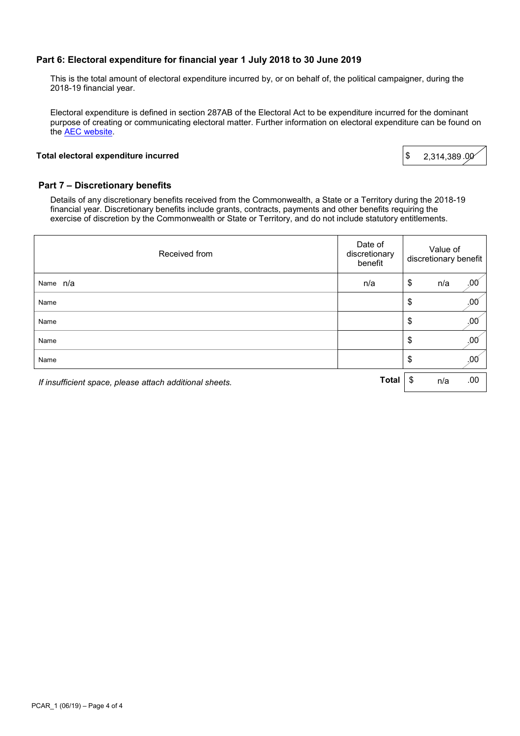## Part 6: Electoral expenditure for financial year 1 July 2018 to 30 June 2019

This is the total amount of electoral expenditure incurred by, or on behalf of, the political campaigner, during the 2018-19 financial year.

Electoral expenditure is defined in section 287AB of the Electoral Act to be expenditure incurred for the dominant purpose of creating or communicating electoral matter. Further information on electoral expenditure can be found on the AEC website.

**Total electoral expenditure incurred** $ 2,314,389 .00

## Part 7 – Discretionary benefits

Details of any discretionary benefits received from the Commonwealth, a State or a Territory during the 2018-19 financial year. Discretionary benefits include grants, contracts, payments and other benefits requiring the exercise of discretion by the Commonwealth or State or Territory, and do not include statutory entitlements.

| Received from | Date of discretionary benefit | Value of discretionary benefit |
|---|---|---|
| Name n/a | n/a | $ n/a .00 |
| Name | | $ .00 |
| Name | | $ .00 |
| Name | | $ .00 |
| Name | | $ .00 |
| | **Total** | $ n/a .00 |

*If insufficient space, please attach additional sheets.*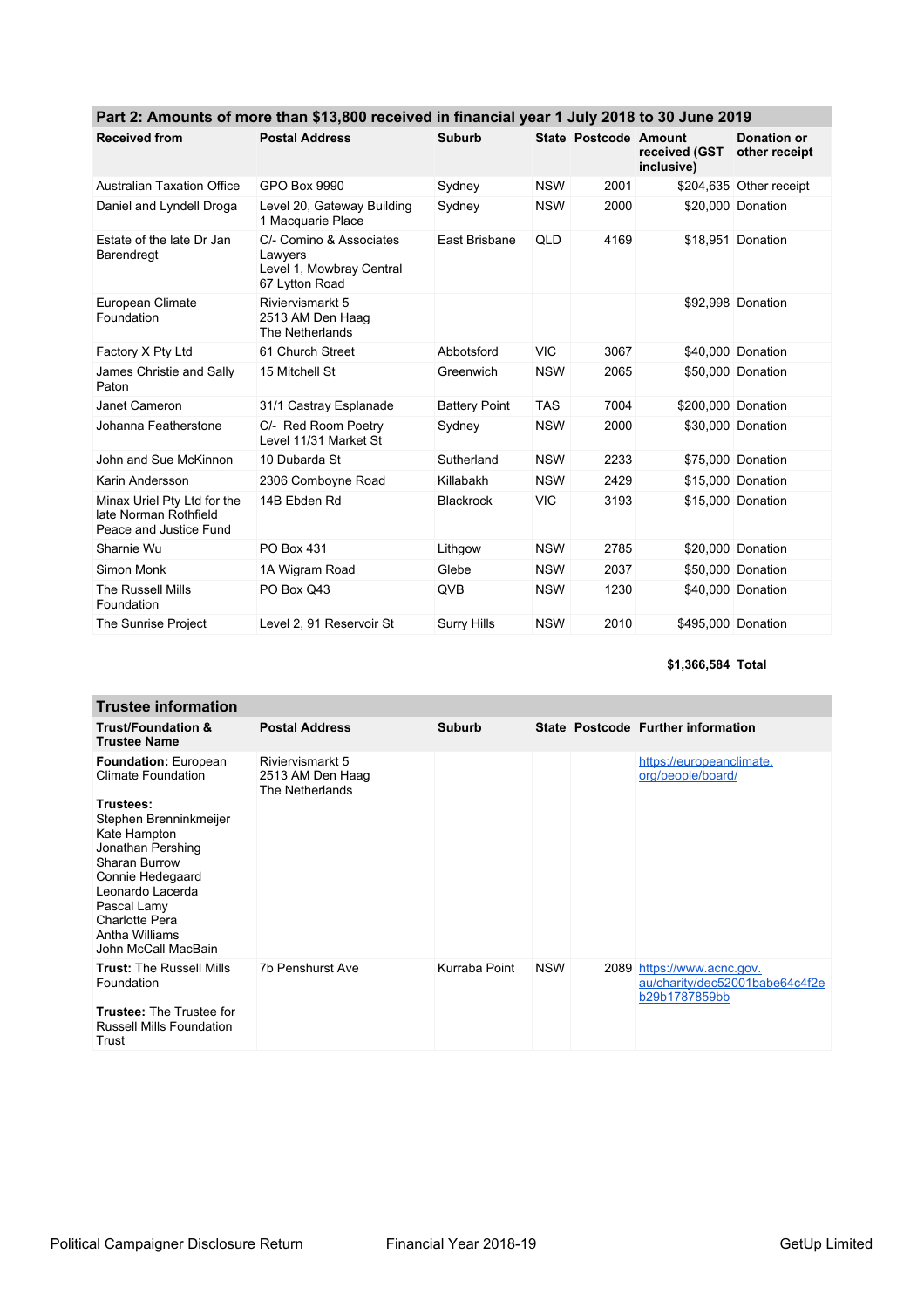## Part 2: Amounts of more than $13,800 received in financial year 1 July 2018 to 30 June 2019

| Received from | Postal Address | Suburb | State | Postcode | Amount received (GST inclusive) | Donation or other receipt |
|---|---|---|---|---|---|---|
| Australian Taxation Office | GPO Box 9990 | Sydney | NSW | 2001 | $204,635 | Other receipt |
| Daniel and Lyndell Droga | Level 20, Gateway Building 1 Macquarie Place | Sydney | NSW | 2000 | $20,000 | Donation |
| Estate of the late Dr Jan Barendregt | C/- Comino & Associates Lawyers Level 1, Mowbray Central 67 Lytton Road | East Brisbane | QLD | 4169 | $18,951 | Donation |
| European Climate Foundation | Riviervismarkt 5 2513 AM Den Haag The Netherlands | | | | $92,998 | Donation |
| Factory X Pty Ltd | 61 Church Street | Abbotsford | VIC | 3067 | $40,000 | Donation |
| James Christie and Sally Paton | 15 Mitchell St | Greenwich | NSW | 2065 | $50,000 | Donation |
| Janet Cameron | 31/1 Castray Esplanade | Battery Point | TAS | 7004 | $200,000 | Donation |
| Johanna Featherstone | C/- Red Room Poetry Level 11/31 Market St | Sydney | NSW | 2000 | $30,000 | Donation |
| John and Sue McKinnon | 10 Dubarda St | Sutherland | NSW | 2233 | $75,000 | Donation |
| Karin Andersson | 2306 Comboyne Road | Killabakh | NSW | 2429 | $15,000 | Donation |
| Minax Uriel Pty Ltd for the late Norman Rothfield Peace and Justice Fund | 14B Ebden Rd | Blackrock | VIC | 3193 | $15,000 | Donation |
| Sharnie Wu | PO Box 431 | Lithgow | NSW | 2785 | $20,000 | Donation |
| Simon Monk | 1A Wigram Road | Glebe | NSW | 2037 | $50,000 | Donation |
| The Russell Mills Foundation | PO Box Q43 | QVB | NSW | 1230 | $40,000 | Donation |
| The Sunrise Project | Level 2, 91 Reservoir St | Surry Hills | NSW | 2010 | $495,000 | Donation |
| | | | | | $1,366,584 | Total |

## Trustee information

| Trust/Foundation & Trustee Name | Postal Address | Suburb | State | Postcode | Further information |
|---|---|---|---|---|---|
| **Foundation:** European Climate Foundation<br><br>**Trustees:**<br>Stephen Brenninkmeijer<br>Kate Hampton<br>Jonathan Pershing<br>Sharan Burrow<br>Connie Hedegaard<br>Leonardo Lacerda<br>Pascal Lamy<br>Charlotte Pera<br>Antha Williams<br>John McCall MacBain | Riviervismarkt 5 2513 AM Den Haag The Netherlands | | | | https://europeanclimate.org/people/board/ |
| **Trust:** The Russell Mills Foundation<br><br>**Trustee:** The Trustee for Russell Mills Foundation Trust | 7b Penshurst Ave | Kurraba Point | NSW | 2089 | https://www.acnc.gov.au/charity/dec52001babe64c4f2eb29b1787859bb |